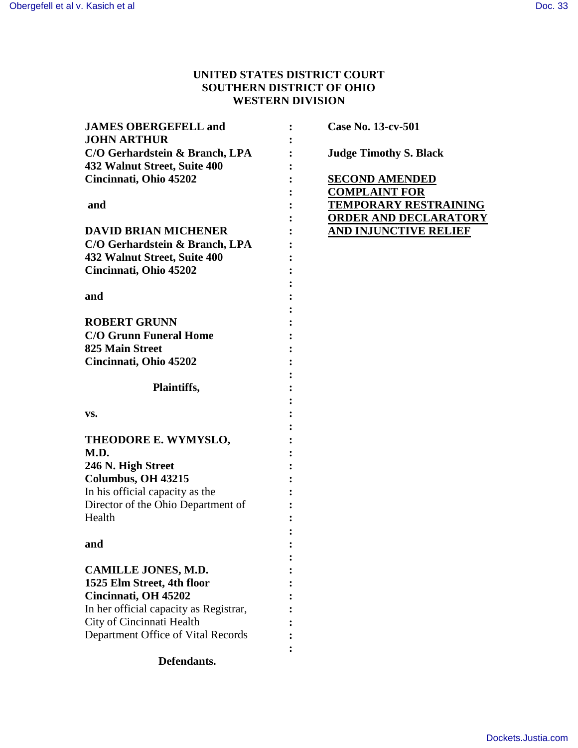**UNITED STATES DISTRICT COURT**
**SOUTHERN DISTRICT OF OHIO**
**WESTERN DIVISION**

**JAMES OBERGEFELL and**
**JOHN ARTHUR**
**C/O Gerhardstein & Branch, LPA**
**432 Walnut Street, Suite 400**
**Cincinnati, Ohio 45202**

**and**

**DAVID BRIAN MICHENER**
**C/O Gerhardstein & Branch, LPA**
**432 Walnut Street, Suite 400**
**Cincinnati, Ohio 45202**

**and**

**ROBERT GRUNN**
**C/O Grunn Funeral Home**
**825 Main Street**
**Cincinnati, Ohio 45202**

**Plaintiffs,**

**vs.**

**THEODORE E. WYMYSLO, M.D.**
**246 N. High Street**
**Columbus, OH 43215**
In his official capacity as the Director of the Ohio Department of Health

**and**

**CAMILLE JONES, M.D.**
**1525 Elm Street, 4th floor**
**Cincinnati, OH 45202**
In her official capacity as Registrar, City of Cincinnati Health Department Office of Vital Records

**Defendants.**

**Case No. 13-cv-501**

**Judge Timothy S. Black**

**SECOND AMENDED COMPLAINT FOR TEMPORARY RESTRAINING ORDER AND DECLARATORY AND INJUNCTIVE RELIEF**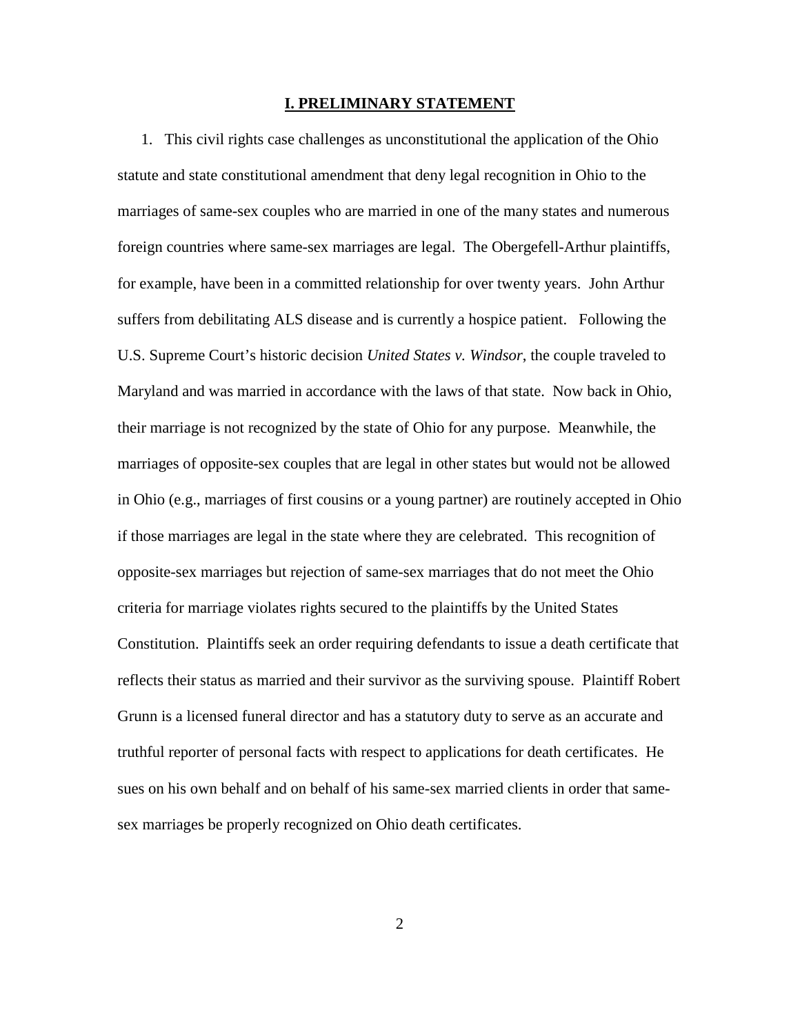## I. PRELIMINARY STATEMENT

1. This civil rights case challenges as unconstitutional the application of the Ohio statute and state constitutional amendment that deny legal recognition in Ohio to the marriages of same-sex couples who are married in one of the many states and numerous foreign countries where same-sex marriages are legal. The Obergefell-Arthur plaintiffs, for example, have been in a committed relationship for over twenty years. John Arthur suffers from debilitating ALS disease and is currently a hospice patient. Following the U.S. Supreme Court's historic decision *United States v. Windsor*, the couple traveled to Maryland and was married in accordance with the laws of that state. Now back in Ohio, their marriage is not recognized by the state of Ohio for any purpose. Meanwhile, the marriages of opposite-sex couples that are legal in other states but would not be allowed in Ohio (e.g., marriages of first cousins or a young partner) are routinely accepted in Ohio if those marriages are legal in the state where they are celebrated. This recognition of opposite-sex marriages but rejection of same-sex marriages that do not meet the Ohio criteria for marriage violates rights secured to the plaintiffs by the United States Constitution. Plaintiffs seek an order requiring defendants to issue a death certificate that reflects their status as married and their survivor as the surviving spouse. Plaintiff Robert Grunn is a licensed funeral director and has a statutory duty to serve as an accurate and truthful reporter of personal facts with respect to applications for death certificates. He sues on his own behalf and on behalf of his same-sex married clients in order that same-sex marriages be properly recognized on Ohio death certificates.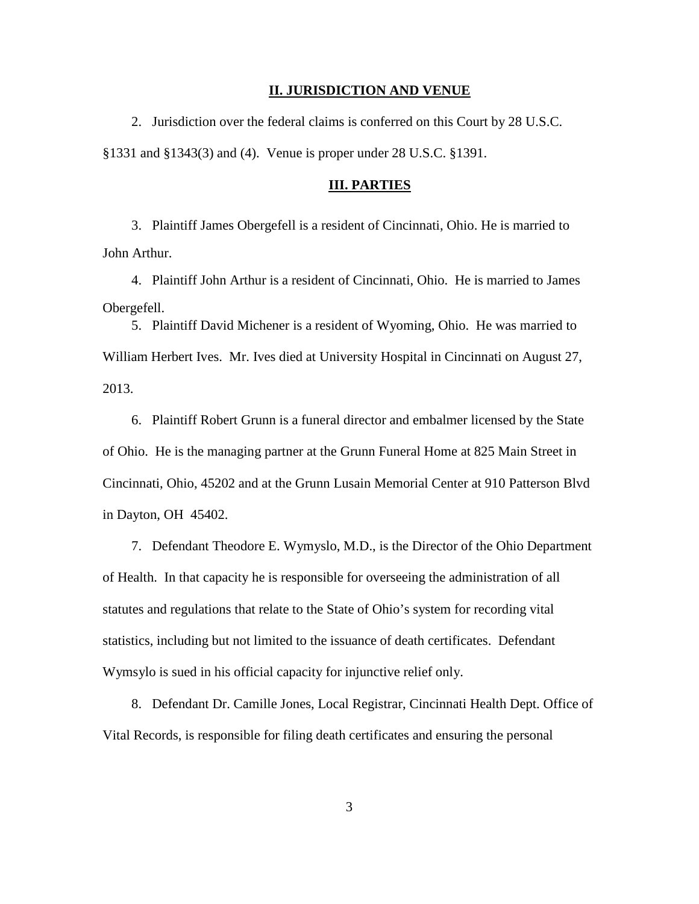## II. JURISDICTION AND VENUE

2. Jurisdiction over the federal claims is conferred on this Court by 28 U.S.C. §1331 and §1343(3) and (4). Venue is proper under 28 U.S.C. §1391.

## III. PARTIES

3. Plaintiff James Obergefell is a resident of Cincinnati, Ohio. He is married to John Arthur.

4. Plaintiff John Arthur is a resident of Cincinnati, Ohio. He is married to James Obergefell.

5. Plaintiff David Michener is a resident of Wyoming, Ohio. He was married to William Herbert Ives. Mr. Ives died at University Hospital in Cincinnati on August 27, 2013.

6. Plaintiff Robert Grunn is a funeral director and embalmer licensed by the State of Ohio. He is the managing partner at the Grunn Funeral Home at 825 Main Street in Cincinnati, Ohio, 45202 and at the Grunn Lusain Memorial Center at 910 Patterson Blvd in Dayton, OH 45402.

7. Defendant Theodore E. Wymyslo, M.D., is the Director of the Ohio Department of Health. In that capacity he is responsible for overseeing the administration of all statutes and regulations that relate to the State of Ohio's system for recording vital statistics, including but not limited to the issuance of death certificates. Defendant Wymsylo is sued in his official capacity for injunctive relief only.

8. Defendant Dr. Camille Jones, Local Registrar, Cincinnati Health Dept. Office of Vital Records, is responsible for filing death certificates and ensuring the personal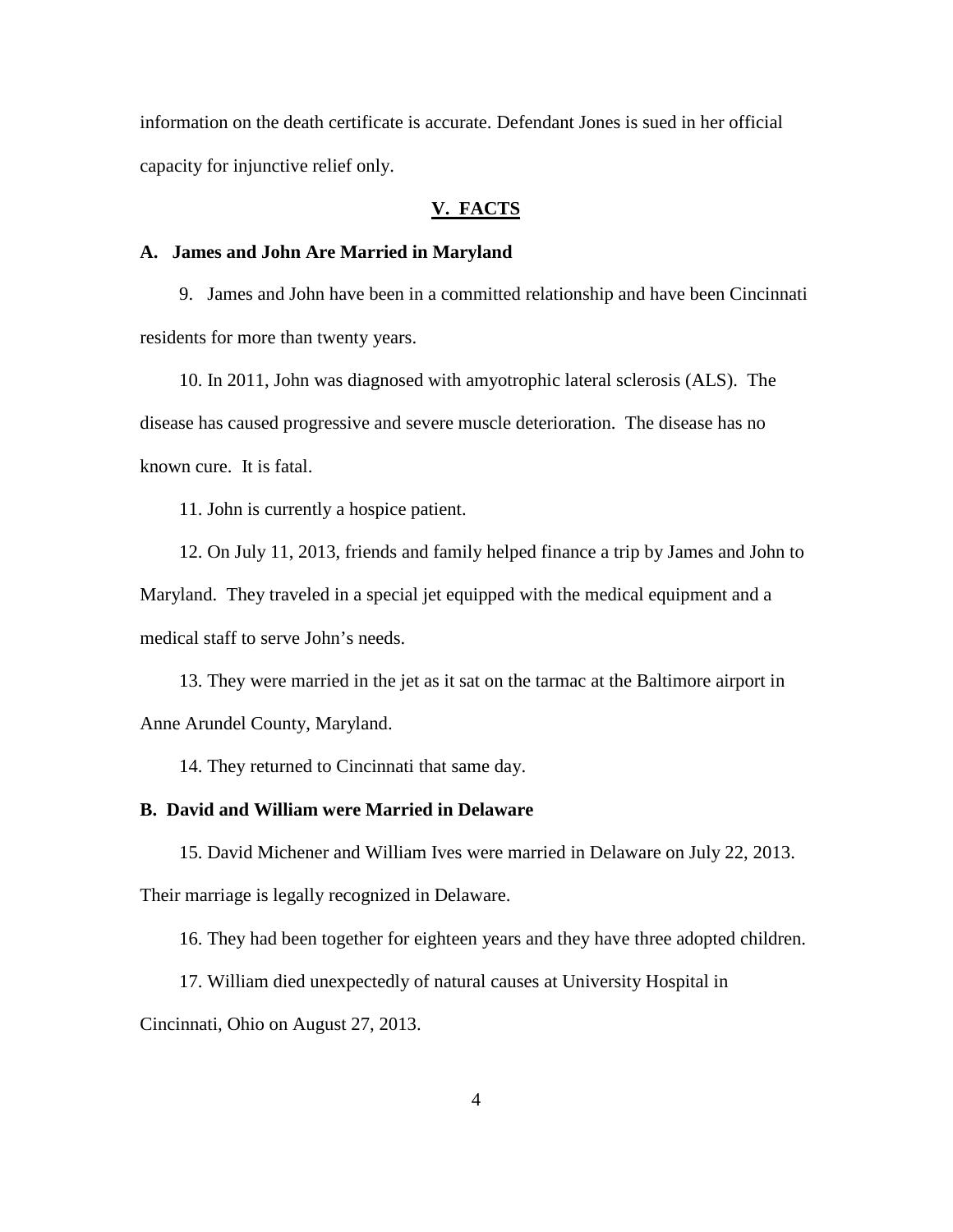information on the death certificate is accurate. Defendant Jones is sued in her official capacity for injunctive relief only.

## V. FACTS

### A. James and John Are Married in Maryland

9. James and John have been in a committed relationship and have been Cincinnati residents for more than twenty years.

10. In 2011, John was diagnosed with amyotrophic lateral sclerosis (ALS). The disease has caused progressive and severe muscle deterioration. The disease has no known cure. It is fatal.

11. John is currently a hospice patient.

12. On July 11, 2013, friends and family helped finance a trip by James and John to Maryland. They traveled in a special jet equipped with the medical equipment and a medical staff to serve John's needs.

13. They were married in the jet as it sat on the tarmac at the Baltimore airport in Anne Arundel County, Maryland.

14. They returned to Cincinnati that same day.

### B. David and William were Married in Delaware

15. David Michener and William Ives were married in Delaware on July 22, 2013. Their marriage is legally recognized in Delaware.

16. They had been together for eighteen years and they have three adopted children.

17. William died unexpectedly of natural causes at University Hospital in Cincinnati, Ohio on August 27, 2013.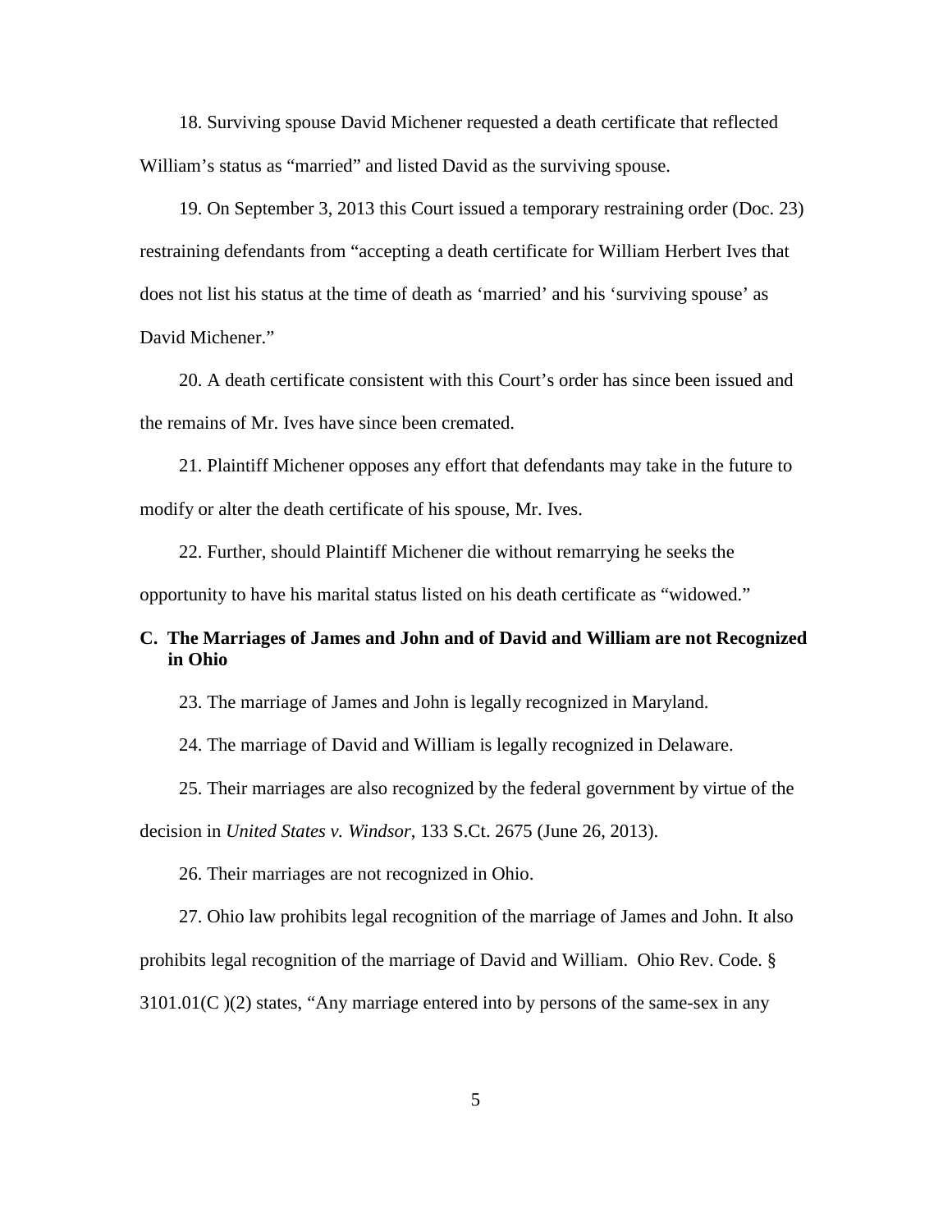18. Surviving spouse David Michener requested a death certificate that reflected William's status as "married" and listed David as the surviving spouse.

19. On September 3, 2013 this Court issued a temporary restraining order (Doc. 23) restraining defendants from "accepting a death certificate for William Herbert Ives that does not list his status at the time of death as 'married' and his 'surviving spouse' as David Michener."

20. A death certificate consistent with this Court's order has since been issued and the remains of Mr. Ives have since been cremated.

21. Plaintiff Michener opposes any effort that defendants may take in the future to modify or alter the death certificate of his spouse, Mr. Ives.

22. Further, should Plaintiff Michener die without remarrying he seeks the opportunity to have his marital status listed on his death certificate as "widowed."

### C. The Marriages of James and John and of David and William are not Recognized in Ohio

23. The marriage of James and John is legally recognized in Maryland.

24. The marriage of David and William is legally recognized in Delaware.

25. Their marriages are also recognized by the federal government by virtue of the decision in *United States v. Windsor*, 133 S.Ct. 2675 (June 26, 2013).

26. Their marriages are not recognized in Ohio.

27. Ohio law prohibits legal recognition of the marriage of James and John. It also prohibits legal recognition of the marriage of David and William. Ohio Rev. Code. § 3101.01(C )(2) states, "Any marriage entered into by persons of the same-sex in any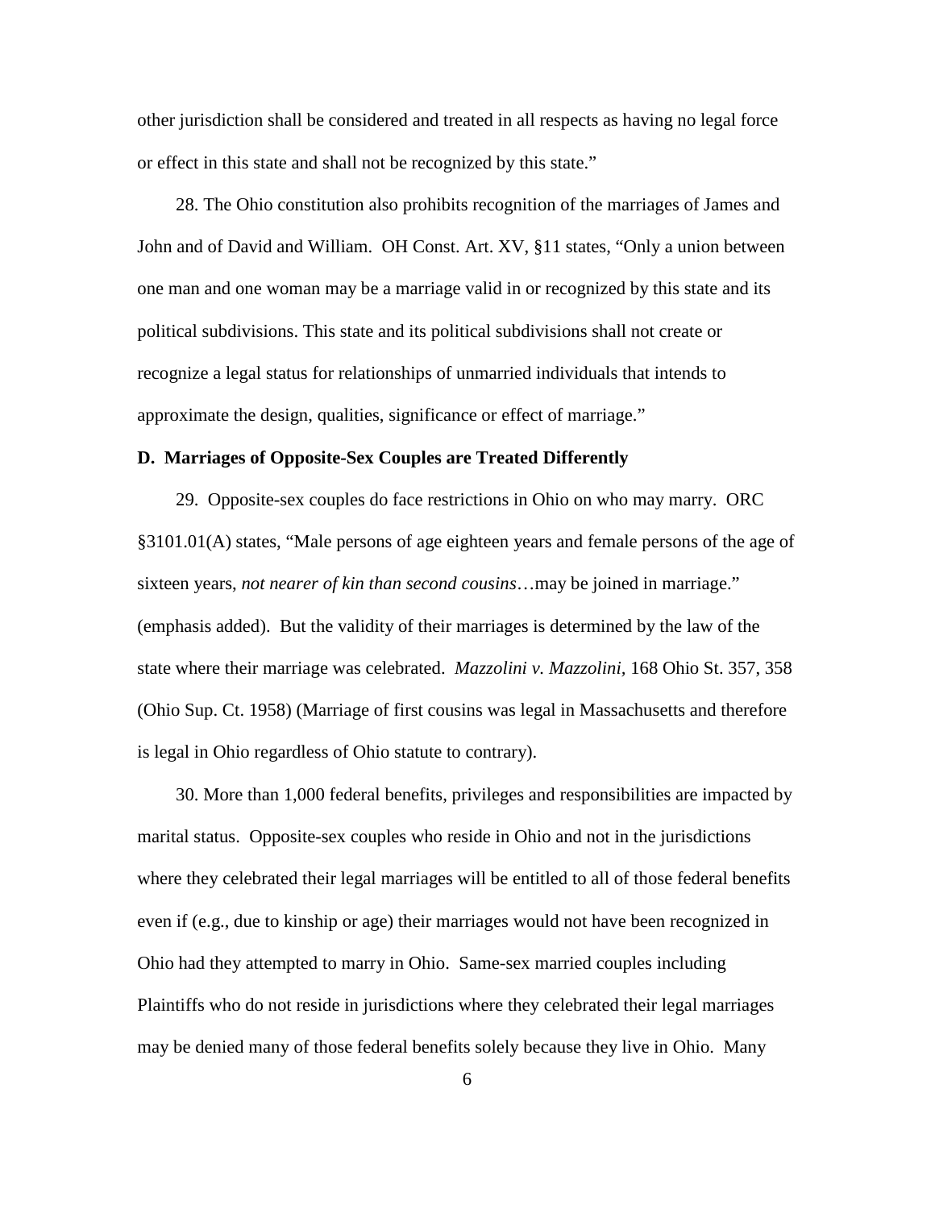other jurisdiction shall be considered and treated in all respects as having no legal force or effect in this state and shall not be recognized by this state."

28. The Ohio constitution also prohibits recognition of the marriages of James and John and of David and William. OH Const. Art. XV, §11 states, "Only a union between one man and one woman may be a marriage valid in or recognized by this state and its political subdivisions. This state and its political subdivisions shall not create or recognize a legal status for relationships of unmarried individuals that intends to approximate the design, qualities, significance or effect of marriage."

**D. Marriages of Opposite-Sex Couples are Treated Differently**

29. Opposite-sex couples do face restrictions in Ohio on who may marry. ORC §3101.01(A) states, "Male persons of age eighteen years and female persons of the age of sixteen years, *not nearer of kin than second cousins*…may be joined in marriage." (emphasis added). But the validity of their marriages is determined by the law of the state where their marriage was celebrated. *Mazzolini v. Mazzolini*, 168 Ohio St. 357, 358 (Ohio Sup. Ct. 1958) (Marriage of first cousins was legal in Massachusetts and therefore is legal in Ohio regardless of Ohio statute to contrary).

30. More than 1,000 federal benefits, privileges and responsibilities are impacted by marital status. Opposite-sex couples who reside in Ohio and not in the jurisdictions where they celebrated their legal marriages will be entitled to all of those federal benefits even if (e.g., due to kinship or age) their marriages would not have been recognized in Ohio had they attempted to marry in Ohio. Same-sex married couples including Plaintiffs who do not reside in jurisdictions where they celebrated their legal marriages may be denied many of those federal benefits solely because they live in Ohio. Many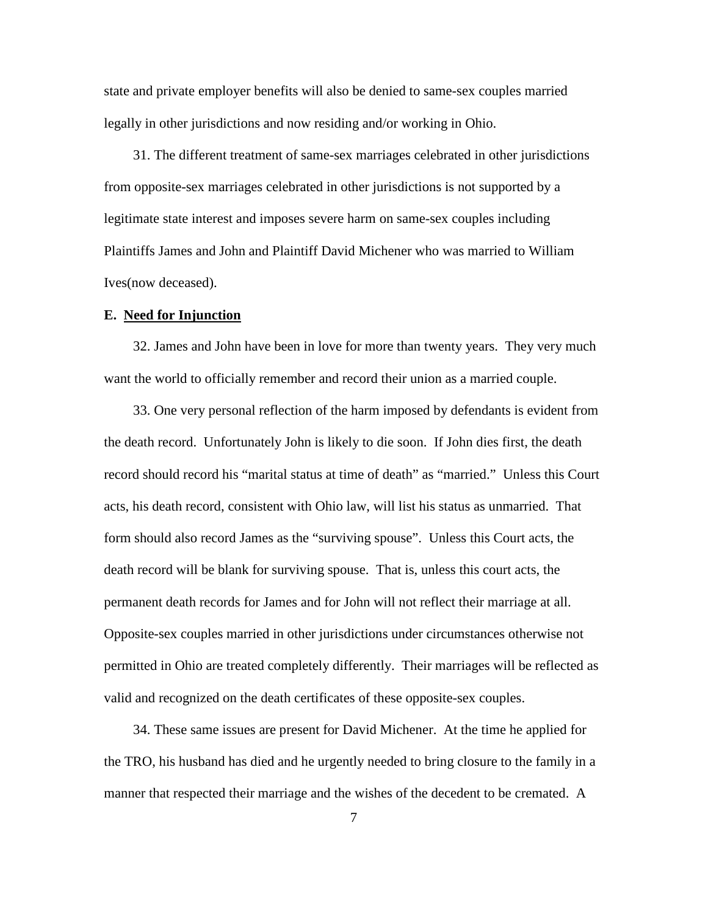state and private employer benefits will also be denied to same-sex couples married legally in other jurisdictions and now residing and/or working in Ohio.

31. The different treatment of same-sex marriages celebrated in other jurisdictions from opposite-sex marriages celebrated in other jurisdictions is not supported by a legitimate state interest and imposes severe harm on same-sex couples including Plaintiffs James and John and Plaintiff David Michener who was married to William Ives(now deceased).

**E. <u>Need for Injunction</u>**

32. James and John have been in love for more than twenty years. They very much want the world to officially remember and record their union as a married couple.

33. One very personal reflection of the harm imposed by defendants is evident from the death record. Unfortunately John is likely to die soon. If John dies first, the death record should record his "marital status at time of death" as "married." Unless this Court acts, his death record, consistent with Ohio law, will list his status as unmarried. That form should also record James as the "surviving spouse". Unless this Court acts, the death record will be blank for surviving spouse. That is, unless this court acts, the permanent death records for James and for John will not reflect their marriage at all. Opposite-sex couples married in other jurisdictions under circumstances otherwise not permitted in Ohio are treated completely differently. Their marriages will be reflected as valid and recognized on the death certificates of these opposite-sex couples.

34. These same issues are present for David Michener. At the time he applied for the TRO, his husband has died and he urgently needed to bring closure to the family in a manner that respected their marriage and the wishes of the decedent to be cremated. A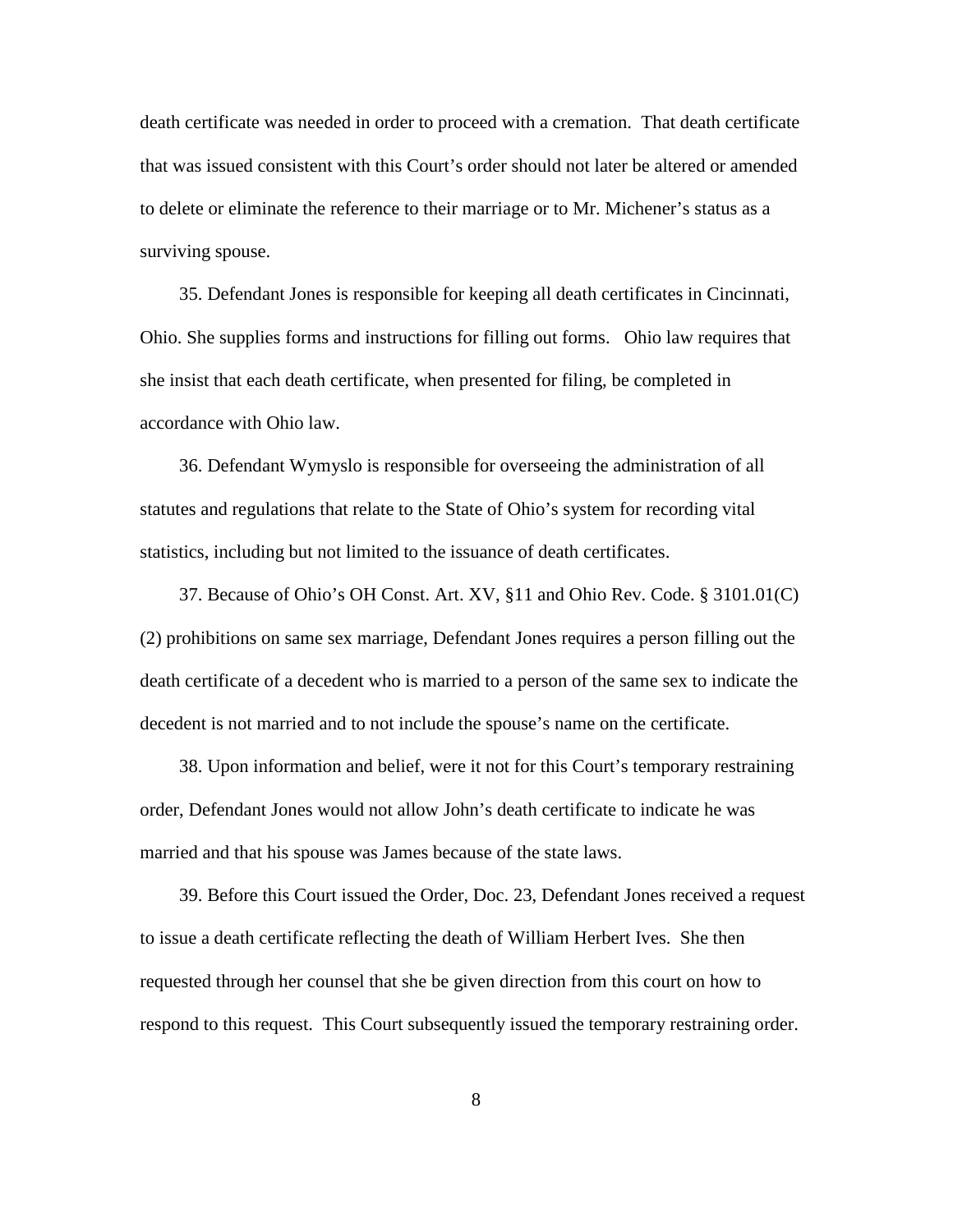death certificate was needed in order to proceed with a cremation. That death certificate that was issued consistent with this Court's order should not later be altered or amended to delete or eliminate the reference to their marriage or to Mr. Michener's status as a surviving spouse.

35. Defendant Jones is responsible for keeping all death certificates in Cincinnati, Ohio. She supplies forms and instructions for filling out forms. Ohio law requires that she insist that each death certificate, when presented for filing, be completed in accordance with Ohio law.

36. Defendant Wymyslo is responsible for overseeing the administration of all statutes and regulations that relate to the State of Ohio's system for recording vital statistics, including but not limited to the issuance of death certificates.

37. Because of Ohio's OH Const. Art. XV, §11 and Ohio Rev. Code. § 3101.01(C)(2) prohibitions on same sex marriage, Defendant Jones requires a person filling out the death certificate of a decedent who is married to a person of the same sex to indicate the decedent is not married and to not include the spouse's name on the certificate.

38. Upon information and belief, were it not for this Court's temporary restraining order, Defendant Jones would not allow John's death certificate to indicate he was married and that his spouse was James because of the state laws.

39. Before this Court issued the Order, Doc. 23, Defendant Jones received a request to issue a death certificate reflecting the death of William Herbert Ives. She then requested through her counsel that she be given direction from this court on how to respond to this request. This Court subsequently issued the temporary restraining order.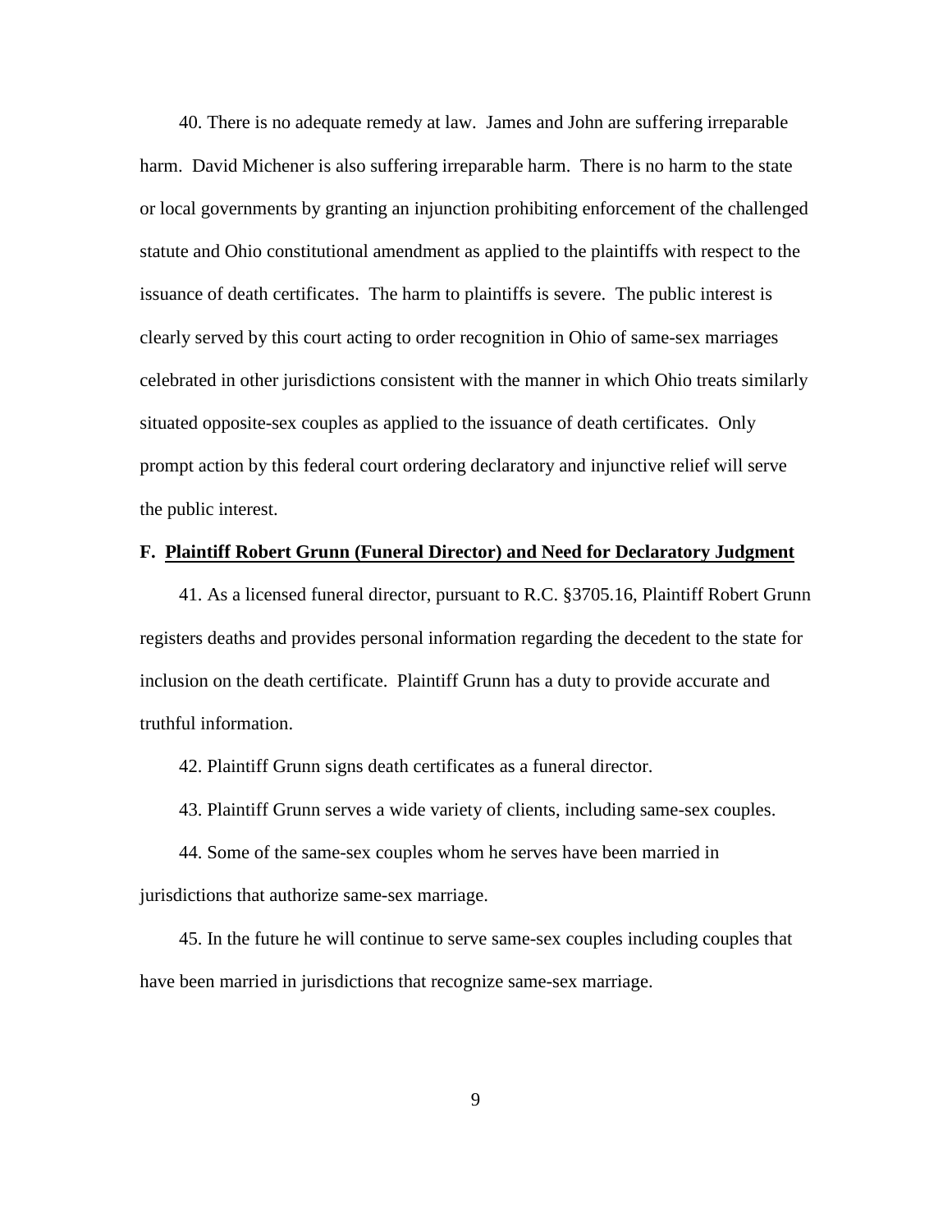40. There is no adequate remedy at law. James and John are suffering irreparable harm. David Michener is also suffering irreparable harm. There is no harm to the state or local governments by granting an injunction prohibiting enforcement of the challenged statute and Ohio constitutional amendment as applied to the plaintiffs with respect to the issuance of death certificates. The harm to plaintiffs is severe. The public interest is clearly served by this court acting to order recognition in Ohio of same-sex marriages celebrated in other jurisdictions consistent with the manner in which Ohio treats similarly situated opposite-sex couples as applied to the issuance of death certificates. Only prompt action by this federal court ordering declaratory and injunctive relief will serve the public interest.

### F. Plaintiff Robert Grunn (Funeral Director) and Need for Declaratory Judgment

41. As a licensed funeral director, pursuant to R.C. §3705.16, Plaintiff Robert Grunn registers deaths and provides personal information regarding the decedent to the state for inclusion on the death certificate. Plaintiff Grunn has a duty to provide accurate and truthful information.

42. Plaintiff Grunn signs death certificates as a funeral director.

43. Plaintiff Grunn serves a wide variety of clients, including same-sex couples.

44. Some of the same-sex couples whom he serves have been married in jurisdictions that authorize same-sex marriage.

45. In the future he will continue to serve same-sex couples including couples that have been married in jurisdictions that recognize same-sex marriage.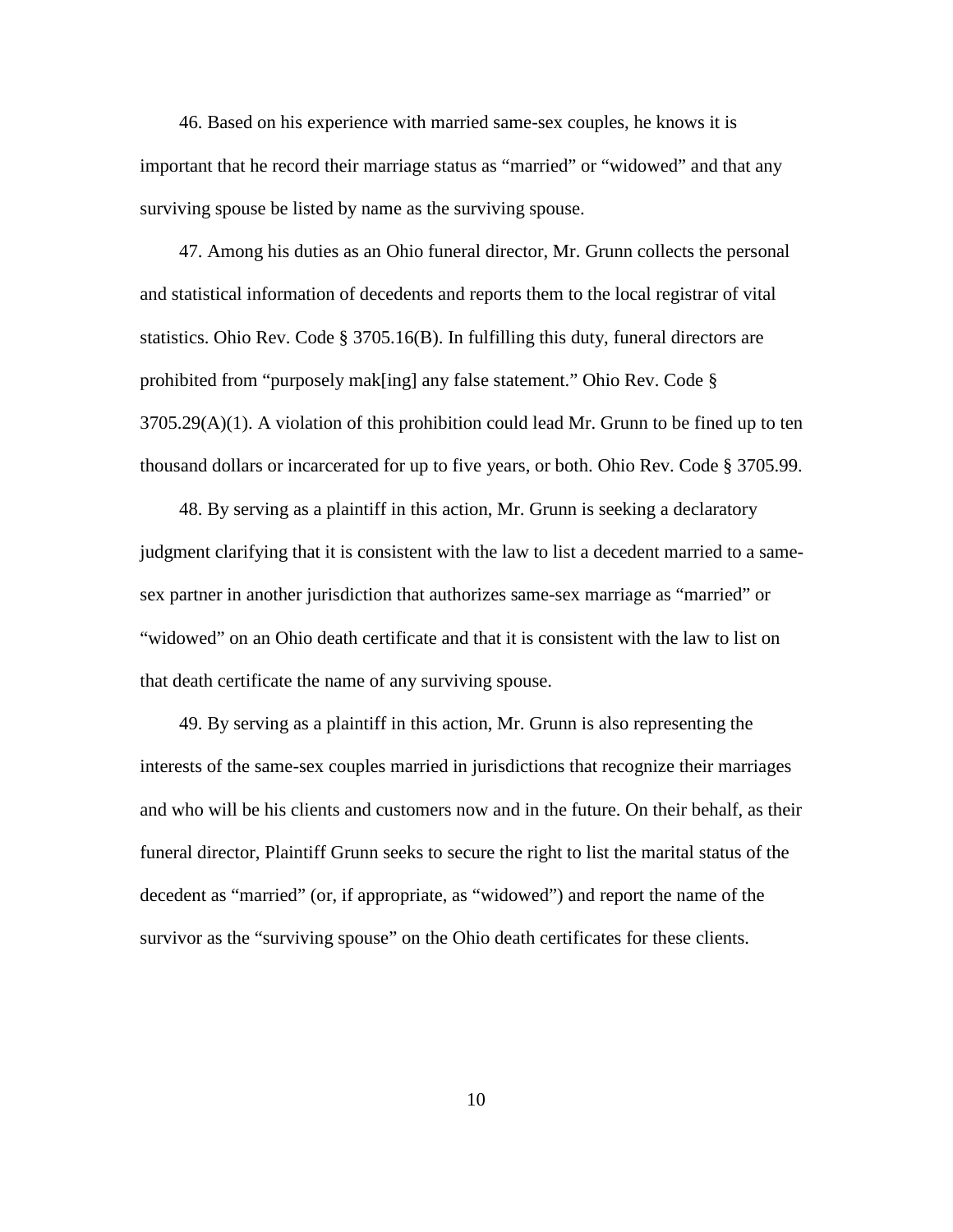46. Based on his experience with married same-sex couples, he knows it is important that he record their marriage status as "married" or "widowed" and that any surviving spouse be listed by name as the surviving spouse.

47. Among his duties as an Ohio funeral director, Mr. Grunn collects the personal and statistical information of decedents and reports them to the local registrar of vital statistics. Ohio Rev. Code § 3705.16(B). In fulfilling this duty, funeral directors are prohibited from "purposely mak[ing] any false statement." Ohio Rev. Code § 3705.29(A)(1). A violation of this prohibition could lead Mr. Grunn to be fined up to ten thousand dollars or incarcerated for up to five years, or both. Ohio Rev. Code § 3705.99.

48. By serving as a plaintiff in this action, Mr. Grunn is seeking a declaratory judgment clarifying that it is consistent with the law to list a decedent married to a same-sex partner in another jurisdiction that authorizes same-sex marriage as "married" or "widowed" on an Ohio death certificate and that it is consistent with the law to list on that death certificate the name of any surviving spouse.

49. By serving as a plaintiff in this action, Mr. Grunn is also representing the interests of the same-sex couples married in jurisdictions that recognize their marriages and who will be his clients and customers now and in the future. On their behalf, as their funeral director, Plaintiff Grunn seeks to secure the right to list the marital status of the decedent as "married" (or, if appropriate, as "widowed") and report the name of the survivor as the "surviving spouse" on the Ohio death certificates for these clients.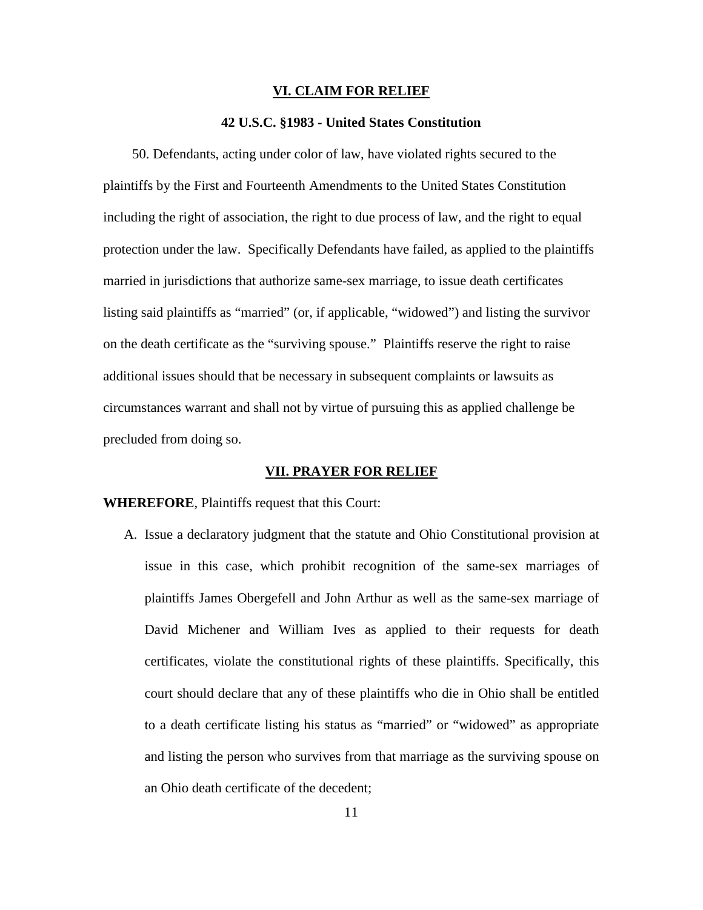## VI. CLAIM FOR RELIEF

### 42 U.S.C. §1983 - United States Constitution

50. Defendants, acting under color of law, have violated rights secured to the plaintiffs by the First and Fourteenth Amendments to the United States Constitution including the right of association, the right to due process of law, and the right to equal protection under the law. Specifically Defendants have failed, as applied to the plaintiffs married in jurisdictions that authorize same-sex marriage, to issue death certificates listing said plaintiffs as "married" (or, if applicable, "widowed") and listing the survivor on the death certificate as the "surviving spouse." Plaintiffs reserve the right to raise additional issues should that be necessary in subsequent complaints or lawsuits as circumstances warrant and shall not by virtue of pursuing this as applied challenge be precluded from doing so.

## VII. PRAYER FOR RELIEF

**WHEREFORE**, Plaintiffs request that this Court:

A. Issue a declaratory judgment that the statute and Ohio Constitutional provision at issue in this case, which prohibit recognition of the same-sex marriages of plaintiffs James Obergefell and John Arthur as well as the same-sex marriage of David Michener and William Ives as applied to their requests for death certificates, violate the constitutional rights of these plaintiffs. Specifically, this court should declare that any of these plaintiffs who die in Ohio shall be entitled to a death certificate listing his status as "married" or "widowed" as appropriate and listing the person who survives from that marriage as the surviving spouse on an Ohio death certificate of the decedent;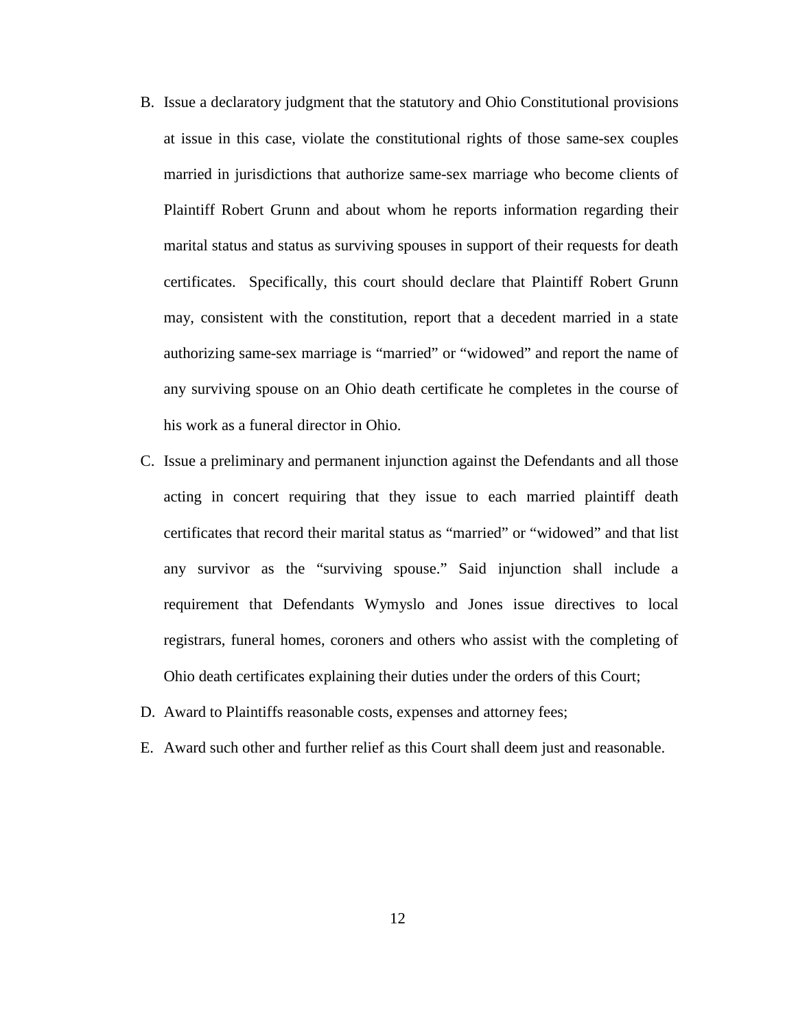B. Issue a declaratory judgment that the statutory and Ohio Constitutional provisions at issue in this case, violate the constitutional rights of those same-sex couples married in jurisdictions that authorize same-sex marriage who become clients of Plaintiff Robert Grunn and about whom he reports information regarding their marital status and status as surviving spouses in support of their requests for death certificates. Specifically, this court should declare that Plaintiff Robert Grunn may, consistent with the constitution, report that a decedent married in a state authorizing same-sex marriage is "married" or "widowed" and report the name of any surviving spouse on an Ohio death certificate he completes in the course of his work as a funeral director in Ohio.

C. Issue a preliminary and permanent injunction against the Defendants and all those acting in concert requiring that they issue to each married plaintiff death certificates that record their marital status as "married" or "widowed" and that list any survivor as the "surviving spouse." Said injunction shall include a requirement that Defendants Wymyslo and Jones issue directives to local registrars, funeral homes, coroners and others who assist with the completing of Ohio death certificates explaining their duties under the orders of this Court;

D. Award to Plaintiffs reasonable costs, expenses and attorney fees;

E. Award such other and further relief as this Court shall deem just and reasonable.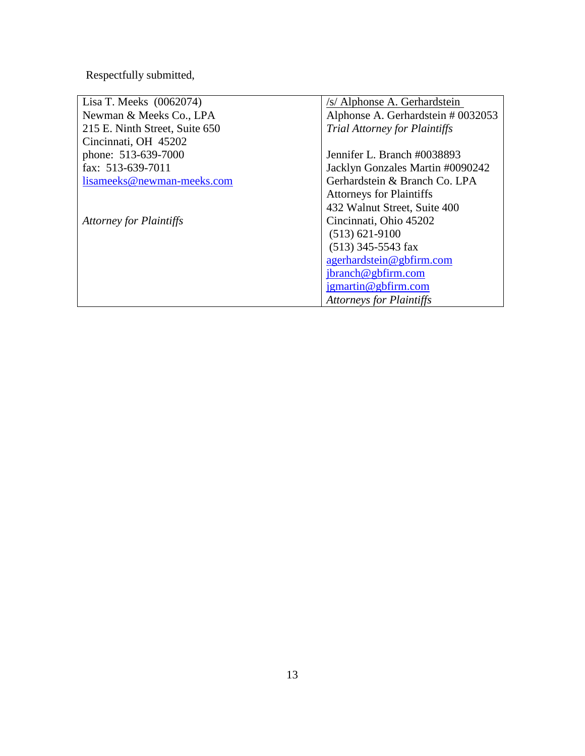Respectfully submitted,

| | |
|---|---|
| Lisa T. Meeks (0062074)<br>Newman & Meeks Co., LPA<br>215 E. Ninth Street, Suite 650<br>Cincinnati, OH 45202<br>phone: 513-639-7000<br>fax: 513-639-7011<br>lisameeks@newman-meeks.com<br><br>*Attorney for Plaintiffs* | /s/ Alphonse A. Gerhardstein<br>Alphonse A. Gerhardstein # 0032053<br>*Trial Attorney for Plaintiffs*<br><br>Jennifer L. Branch #0038893<br>Jacklyn Gonzales Martin #0090242<br>Gerhardstein & Branch Co. LPA<br>Attorneys for Plaintiffs<br>432 Walnut Street, Suite 400<br>Cincinnati, Ohio 45202<br>(513) 621-9100<br>(513) 345-5543 fax<br>agerhardstein@gbfirm.com<br>jbranch@gbfirm.com<br>jgmartin@gbfirm.com<br>*Attorneys for Plaintiffs* |